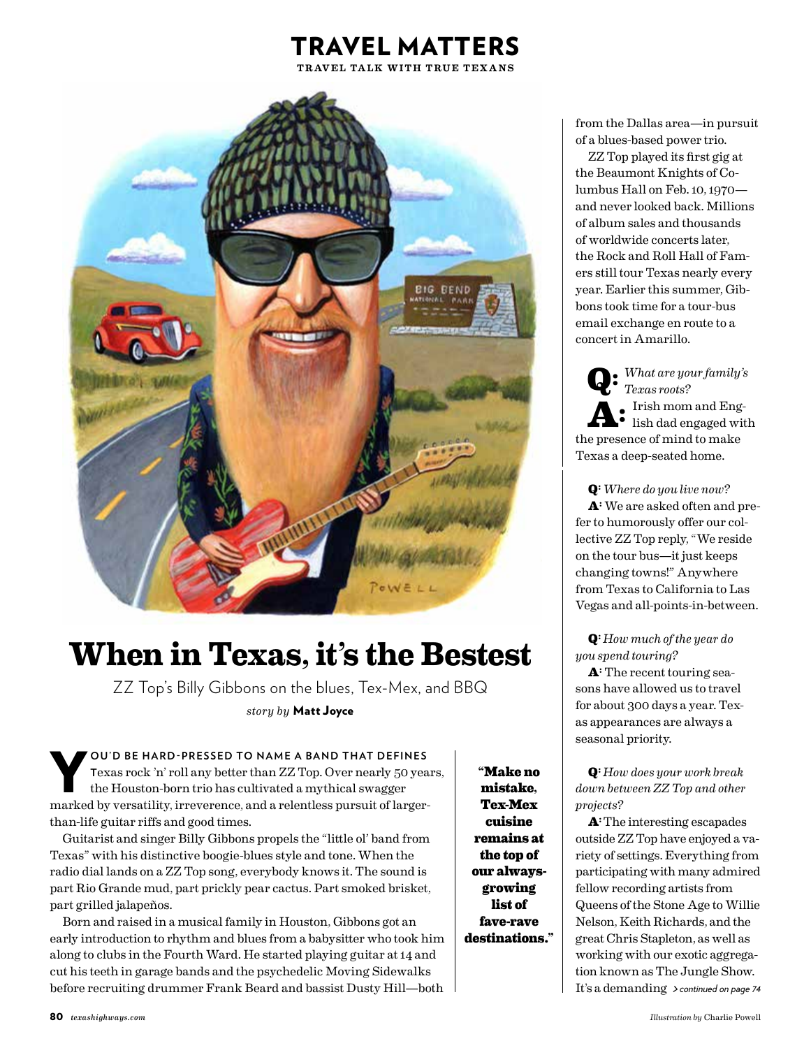# TRAVEL MATTERS

TRAVEL TALK WITH TRUE TEXANS

# When in Texas, it's the Bestest

ZZ Top's Billy Gibbons on the blues, Tex-Mex, and BBQ

*story by* **Matt Joyce**

YOU'D BE HARD-PRESSED TO NAME A BAND THAT DEFINES Texas rock 'n' roll any better than ZZ Top. Over nearly 50 years, the Houston-born trio has cultivated a mythical swagger marked by versatility, irreverence, and a relentless pursuit of larger-than-life guitar riffs and good times.

Guitarist and singer Billy Gibbons propels the "little ol' band from Texas" with his distinctive boogie-blues style and tone. When the radio dial lands on a ZZ Top song, everybody knows it. The sound is part Rio Grande mud, part prickly pear cactus. Part smoked brisket, part grilled jalapeños.

Born and raised in a musical family in Houston, Gibbons got an early introduction to rhythm and blues from a babysitter who took him along to clubs in the Fourth Ward. He started playing guitar at 14 and cut his teeth in garage bands and the psychedelic Moving Sidewalks before recruiting drummer Frank Beard and bassist Dusty Hill—both from the Dallas area—in pursuit of a blues-based power trio.

> **"Make no mistake, Tex-Mex cuisine remains at the top of our always-growing list of fave-rave destinations."**

ZZ Top played its first gig at the Beaumont Knights of Columbus Hall on Feb. 10, 1970—and never looked back. Millions of album sales and thousands of worldwide concerts later, the Rock and Roll Hall of Famers still tour Texas nearly every year. Earlier this summer, Gibbons took time for a tour-bus email exchange en route to a concert in Amarillo.

**Q:** *What are your family's Texas roots?*

**A:** Irish mom and English dad engaged with the presence of mind to make Texas a deep-seated home.

**Q:** *Where do you live now?*

**A:** We are asked often and prefer to humorously offer our collective ZZ Top reply, "We reside on the tour bus—it just keeps changing towns!" Anywhere from Texas to California to Las Vegas and all-points-in-between.

**Q:** *How much of the year do you spend touring?*

**A:** The recent touring seasons have allowed us to travel for about 300 days a year. Texas appearances are always a seasonal priority.

**Q:** *How does your work break down between ZZ Top and other projects?*

**A:** The interesting escapades outside ZZ Top have enjoyed a variety of settings. Everything from participating with many admired fellow recording artists from Queens of the Stone Age to Willie Nelson, Keith Richards, and the great Chris Stapleton, as well as working with our exotic aggregation known as The Jungle Show. It's a demanding *> continued on page 74*

Illustration by Charlie Powell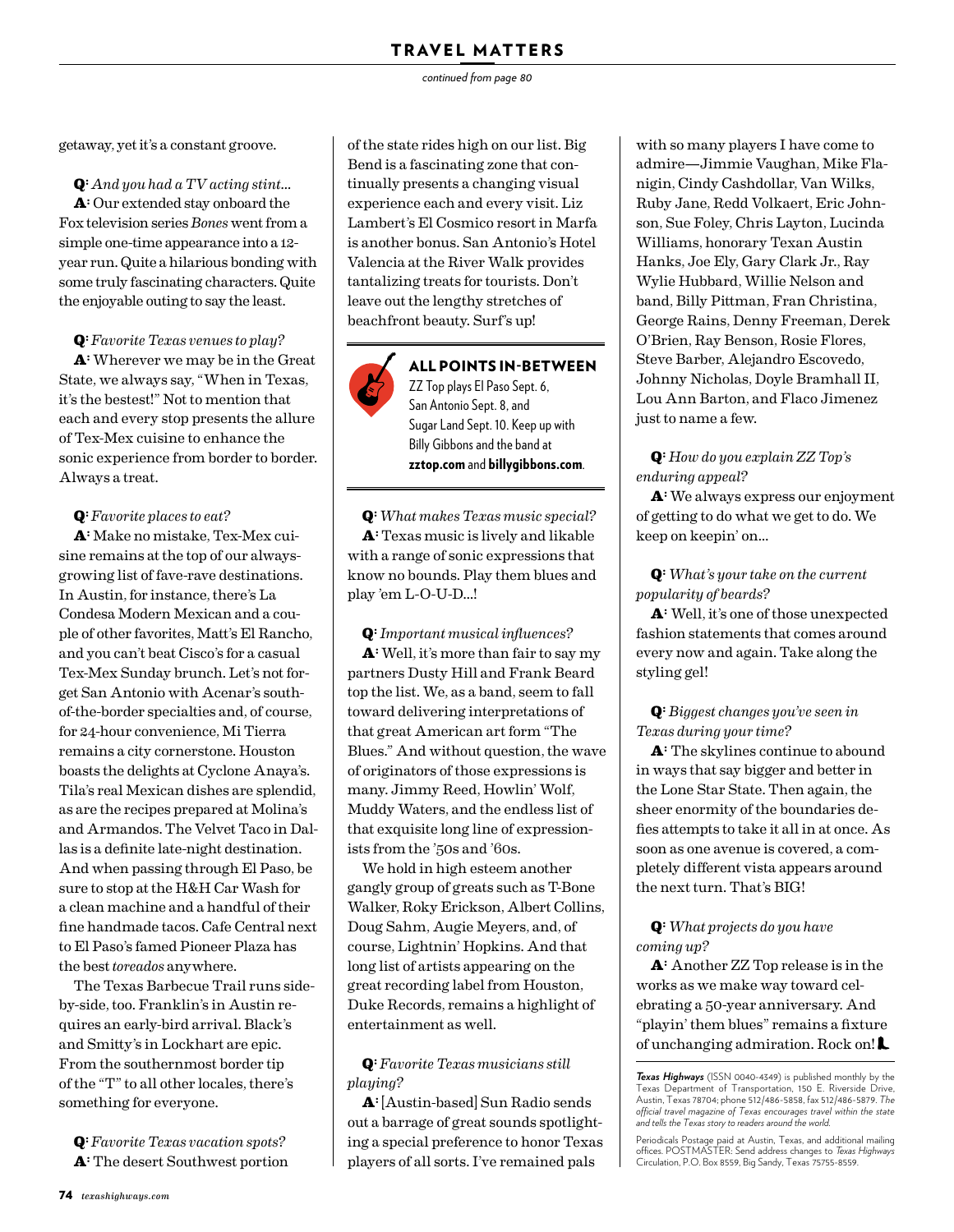*continued from page 80*

getaway, yet it's a constant groove.

**Q:** *And you had a TV acting stint...*

**A:** Our extended stay onboard the Fox television series *Bones* went from a simple one-time appearance into a 12-year run. Quite a hilarious bonding with some truly fascinating characters. Quite the enjoyable outing to say the least.

**Q:** *Favorite Texas venues to play?*

**A:** Wherever we may be in the Great State, we always say, "When in Texas, it's the bestest!" Not to mention that each and every stop presents the allure of Tex-Mex cuisine to enhance the sonic experience from border to border. Always a treat.

**Q:** *Favorite places to eat?*

**A:** Make no mistake, Tex-Mex cuisine remains at the top of our always-growing list of fave-rave destinations. In Austin, for instance, there's La Condesa Modern Mexican and a couple of other favorites, Matt's El Rancho, and you can't beat Cisco's for a casual Tex-Mex Sunday brunch. Let's not forget San Antonio with Acenar's south-of-the-border specialties and, of course, for 24-hour convenience, Mi Tierra remains a city cornerstone. Houston boasts the delights at Cyclone Anaya's. Tila's real Mexican dishes are splendid, as are the recipes prepared at Molina's and Armandos. The Velvet Taco in Dallas is a definite late-night destination. And when passing through El Paso, be sure to stop at the H&H Car Wash for a clean machine and a handful of their fine handmade tacos. Cafe Central next to El Paso's famed Pioneer Plaza has the best *toreados* anywhere.

The Texas Barbecue Trail runs side-by-side, too. Franklin's in Austin requires an early-bird arrival. Black's and Smitty's in Lockhart are epic. From the southernmost border tip of the "T" to all other locales, there's something for everyone.

**Q:** *Favorite Texas vacation spots?*

**A:** The desert Southwest portion of the state rides high on our list. Big Bend is a fascinating zone that continually presents a changing visual experience each and every visit. Liz Lambert's El Cosmico resort in Marfa is another bonus. San Antonio's Hotel Valencia at the River Walk provides tantalizing treats for tourists. Don't leave out the lengthy stretches of beachfront beauty. Surf's up!

---

### ALL POINTS IN-BETWEEN

ZZ Top plays El Paso Sept. 6, San Antonio Sept. 8, and Sugar Land Sept. 10. Keep up with Billy Gibbons and the band at **zztop.com** and **billygibbons.com**.

---

**Q:** *What makes Texas music special?*

**A:** Texas music is lively and likable with a range of sonic expressions that know no bounds. Play them blues and play 'em L-O-U-D...!

**Q:** *Important musical influences?*

**A:** Well, it's more than fair to say my partners Dusty Hill and Frank Beard top the list. We, as a band, seem to fall toward delivering interpretations of that great American art form "The Blues." And without question, the wave of originators of those expressions is many. Jimmy Reed, Howlin' Wolf, Muddy Waters, and the endless list of that exquisite long line of expressionists from the '50s and '60s.

We hold in high esteem another gangly group of greats such as T-Bone Walker, Roky Erickson, Albert Collins, Doug Sahm, Augie Meyers, and, of course, Lightnin' Hopkins. And that long list of artists appearing on the great recording label from Houston, Duke Records, remains a highlight of entertainment as well.

**Q:** *Favorite Texas musicians still playing?*

**A:** [Austin-based] Sun Radio sends out a barrage of great sounds spotlighting a special preference to honor Texas players of all sorts. I've remained pals with so many players I have come to admire—Jimmie Vaughan, Mike Flanigin, Cindy Cashdollar, Van Wilks, Ruby Jane, Redd Volkaert, Eric Johnson, Sue Foley, Chris Layton, Lucinda Williams, honorary Texan Austin Hanks, Joe Ely, Gary Clark Jr., Ray Wylie Hubbard, Willie Nelson and band, Billy Pittman, Fran Christina, George Rains, Denny Freeman, Derek O'Brien, Ray Benson, Rosie Flores, Steve Barber, Alejandro Escovedo, Johnny Nicholas, Doyle Bramhall II, Lou Ann Barton, and Flaco Jimenez just to name a few.

**Q:** *How do you explain ZZ Top's enduring appeal?*

**A:** We always express our enjoyment of getting to do what we get to do. We keep on keepin' on...

**Q:** *What's your take on the current popularity of beards?*

**A:** Well, it's one of those unexpected fashion statements that comes around every now and again. Take along the styling gel!

**Q:** *Biggest changes you've seen in Texas during your time?*

**A:** The skylines continue to abound in ways that say bigger and better in the Lone Star State. Then again, the sheer enormity of the boundaries defies attempts to take it all in at once. As soon as one avenue is covered, a completely different vista appears around the next turn. That's BIG!

**Q:** *What projects do you have coming up?*

**A:** Another ZZ Top release is in the works as we make way toward celebrating a 50-year anniversary. And "playin' them blues" remains a fixture of unchanging admiration. Rock on!

---

***Texas Highways*** (ISSN 0040-4349) is published monthly by the Texas Department of Transportation, 150 E. Riverside Drive, Austin, Texas 78704; phone 512/486-5858, fax 512/486-5879. *The official travel magazine of Texas encourages travel within the state and tells the Texas story to readers around the world.*

Periodicals Postage paid at Austin, Texas, and additional mailing offices. POSTMASTER: Send address changes to *Texas Highways* Circulation, P.O. Box 8559, Big Sandy, Texas 75755-8559.